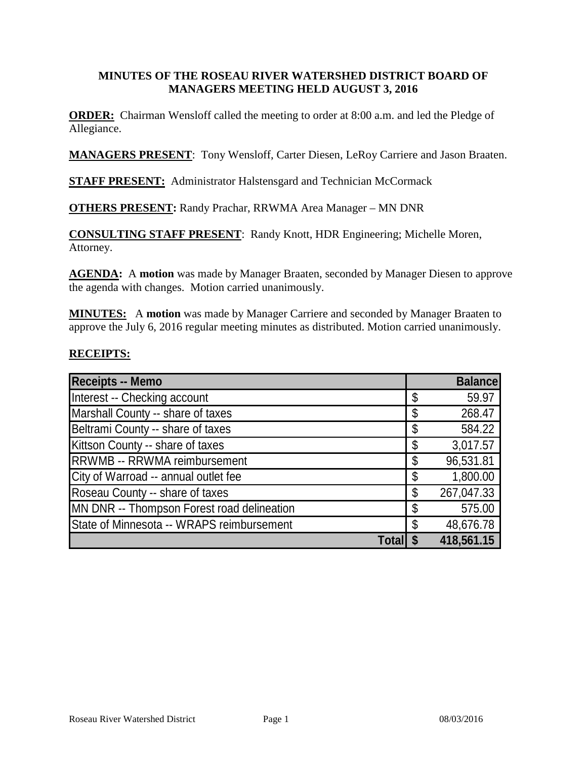# MINUTES OF THE ROSEAU RIVER WATERSHED DISTRICT BOARD OF MANAGERS MEETING HELD AUGUST 3, 2016

**ORDER:** Chairman Wensloff called the meeting to order at 8:00 a.m. and led the Pledge of Allegiance.

**MANAGERS PRESENT**: Tony Wensloff, Carter Diesen, LeRoy Carriere and Jason Braaten.

**STAFF PRESENT:** Administrator Halstensgard and Technician McCormack

**OTHERS PRESENT:** Randy Prachar, RRWMA Area Manager – MN DNR

**CONSULTING STAFF PRESENT**: Randy Knott, HDR Engineering; Michelle Moren, Attorney.

**AGENDA:** A **motion** was made by Manager Braaten, seconded by Manager Diesen to approve the agenda with changes. Motion carried unanimously.

**MINUTES:** A **motion** was made by Manager Carriere and seconded by Manager Braaten to approve the July 6, 2016 regular meeting minutes as distributed. Motion carried unanimously.

**RECEIPTS:**

| Receipts -- Memo | Balance |
|---|---|
| Interest -- Checking account | $ 59.97 |
| Marshall County -- share of taxes | $ 268.47 |
| Beltrami County -- share of taxes | $ 584.22 |
| Kittson County -- share of taxes | $ 3,017.57 |
| RRWMB -- RRWMA reimbursement | $ 96,531.81 |
| City of Warroad -- annual outlet fee | $ 1,800.00 |
| Roseau County -- share of taxes | $ 267,047.33 |
| MN DNR -- Thompson Forest road delineation | $ 575.00 |
| State of Minnesota -- WRAPS reimbursement | $ 48,676.78 |
| **Total** | **$ 418,561.15** |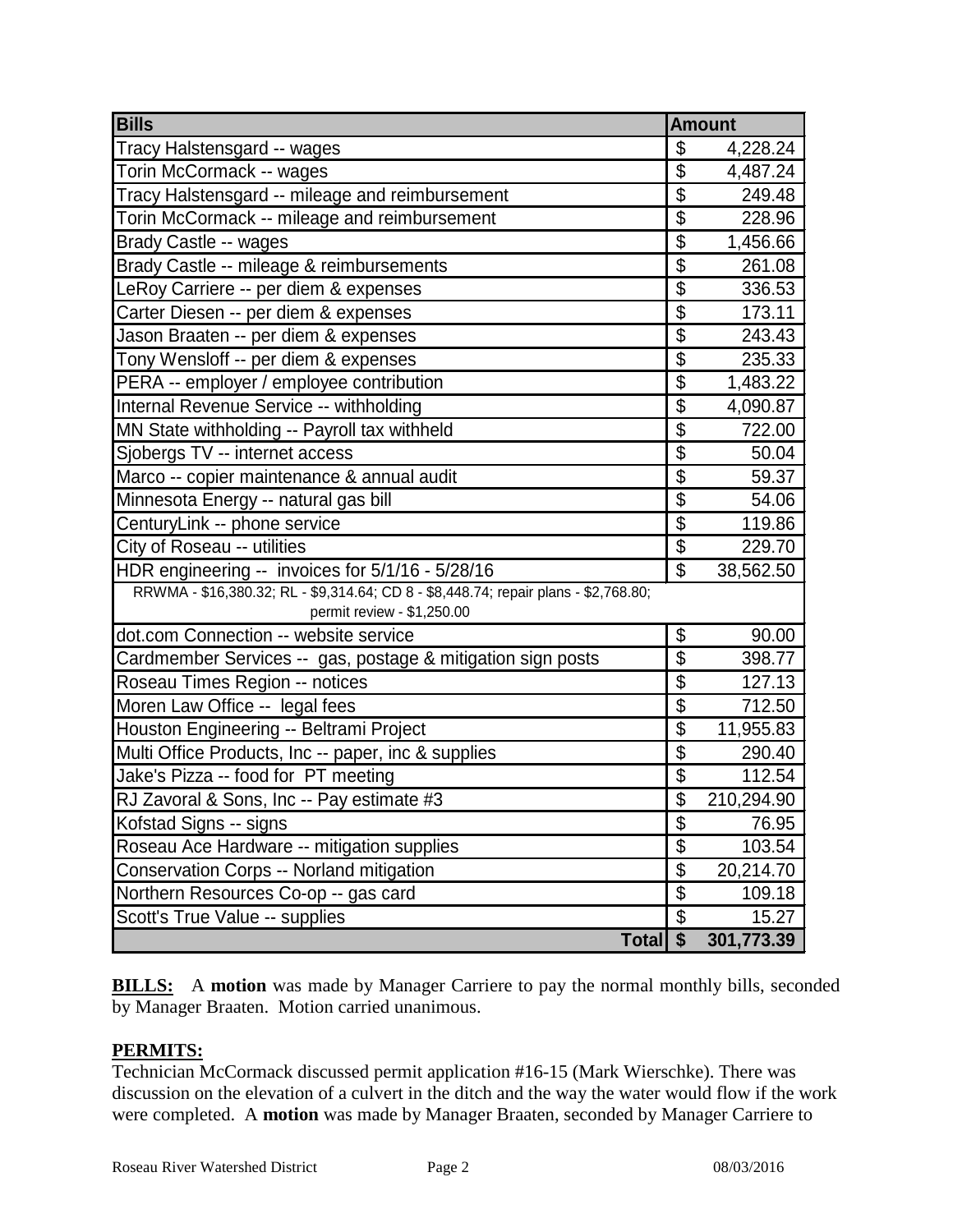| Bills | Amount |
|---|---|
| Tracy Halstensgard -- wages | $ 4,228.24 |
| Torin McCormack -- wages | $ 4,487.24 |
| Tracy Halstensgard -- mileage and reimbursement | $ 249.48 |
| Torin McCormack -- mileage and reimbursement | $ 228.96 |
| Brady Castle -- wages | $ 1,456.66 |
| Brady Castle -- mileage & reimbursements | $ 261.08 |
| LeRoy Carriere -- per diem & expenses | $ 336.53 |
| Carter Diesen -- per diem & expenses | $ 173.11 |
| Jason Braaten -- per diem & expenses | $ 243.43 |
| Tony Wensloff -- per diem & expenses | $ 235.33 |
| PERA -- employer / employee contribution | $ 1,483.22 |
| Internal Revenue Service -- withholding | $ 4,090.87 |
| MN State withholding -- Payroll tax withheld | $ 722.00 |
| Sjobergs TV -- internet access | $ 50.04 |
| Marco -- copier maintenance & annual audit | $ 59.37 |
| Minnesota Energy -- natural gas bill | $ 54.06 |
| CenturyLink -- phone service | $ 119.86 |
| City of Roseau -- utilities | $ 229.70 |
| HDR engineering -- invoices for 5/1/16 - 5/28/16 | $ 38,562.50 |
| RRWMA - $16,380.32; RL - $9,314.64; CD 8 - $8,448.74; repair plans - $2,768.80; permit review - $1,250.00 | |
| dot.com Connection -- website service | $ 90.00 |
| Cardmember Services -- gas, postage & mitigation sign posts | $ 398.77 |
| Roseau Times Region -- notices | $ 127.13 |
| Moren Law Office -- legal fees | $ 712.50 |
| Houston Engineering -- Beltrami Project | $ 11,955.83 |
| Multi Office Products, Inc -- paper, inc & supplies | $ 290.40 |
| Jake's Pizza -- food for PT meeting | $ 112.54 |
| RJ Zavoral & Sons, Inc -- Pay estimate #3 | $ 210,294.90 |
| Kofstad Signs -- signs | $ 76.95 |
| Roseau Ace Hardware -- mitigation supplies | $ 103.54 |
| Conservation Corps -- Norland mitigation | $ 20,214.70 |
| Northern Resources Co-op -- gas card | $ 109.18 |
| Scott's True Value -- supplies | $ 15.27 |
| **Total** | **$ 301,773.39** |

**BILLS:** A **motion** was made by Manager Carriere to pay the normal monthly bills, seconded by Manager Braaten. Motion carried unanimous.

**PERMITS:**

Technician McCormack discussed permit application #16-15 (Mark Wierschke). There was discussion on the elevation of a culvert in the ditch and the way the water would flow if the work were completed. A **motion** was made by Manager Braaten, seconded by Manager Carriere to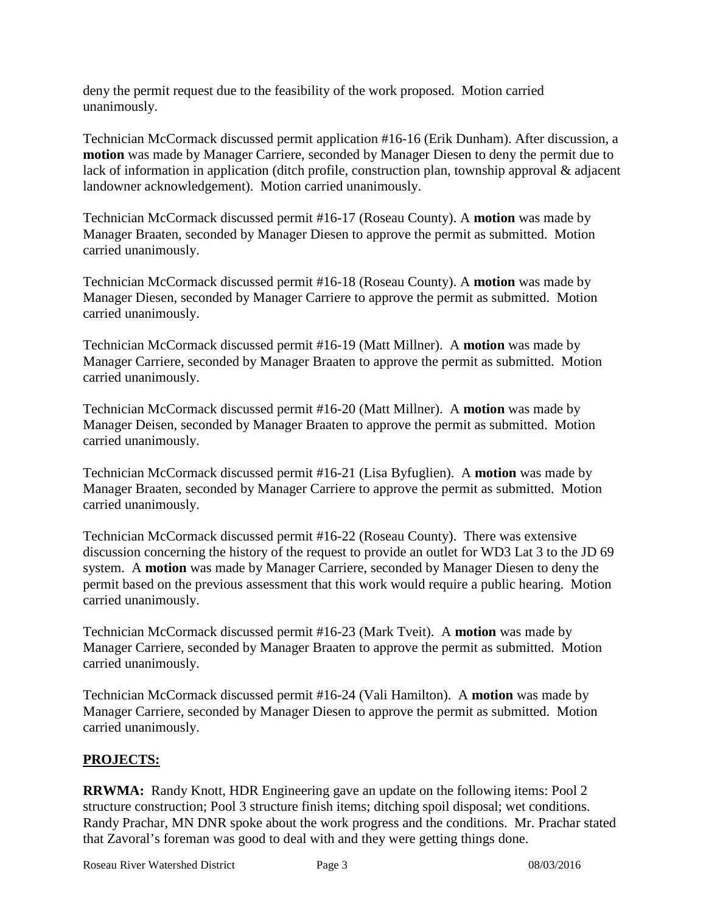deny the permit request due to the feasibility of the work proposed. Motion carried unanimously.

Technician McCormack discussed permit application #16-16 (Erik Dunham). After discussion, a **motion** was made by Manager Carriere, seconded by Manager Diesen to deny the permit due to lack of information in application (ditch profile, construction plan, township approval & adjacent landowner acknowledgement). Motion carried unanimously.

Technician McCormack discussed permit #16-17 (Roseau County). A **motion** was made by Manager Braaten, seconded by Manager Diesen to approve the permit as submitted. Motion carried unanimously.

Technician McCormack discussed permit #16-18 (Roseau County). A **motion** was made by Manager Diesen, seconded by Manager Carriere to approve the permit as submitted. Motion carried unanimously.

Technician McCormack discussed permit #16-19 (Matt Millner). A **motion** was made by Manager Carriere, seconded by Manager Braaten to approve the permit as submitted. Motion carried unanimously.

Technician McCormack discussed permit #16-20 (Matt Millner). A **motion** was made by Manager Deisen, seconded by Manager Braaten to approve the permit as submitted. Motion carried unanimously.

Technician McCormack discussed permit #16-21 (Lisa Byfuglien). A **motion** was made by Manager Braaten, seconded by Manager Carriere to approve the permit as submitted. Motion carried unanimously.

Technician McCormack discussed permit #16-22 (Roseau County). There was extensive discussion concerning the history of the request to provide an outlet for WD3 Lat 3 to the JD 69 system. A **motion** was made by Manager Carriere, seconded by Manager Diesen to deny the permit based on the previous assessment that this work would require a public hearing. Motion carried unanimously.

Technician McCormack discussed permit #16-23 (Mark Tveit). A **motion** was made by Manager Carriere, seconded by Manager Braaten to approve the permit as submitted. Motion carried unanimously.

Technician McCormack discussed permit #16-24 (Vali Hamilton). A **motion** was made by Manager Carriere, seconded by Manager Diesen to approve the permit as submitted. Motion carried unanimously.

## PROJECTS:

**RRWMA:** Randy Knott, HDR Engineering gave an update on the following items: Pool 2 structure construction; Pool 3 structure finish items; ditching spoil disposal; wet conditions. Randy Prachar, MN DNR spoke about the work progress and the conditions. Mr. Prachar stated that Zavoral's foreman was good to deal with and they were getting things done.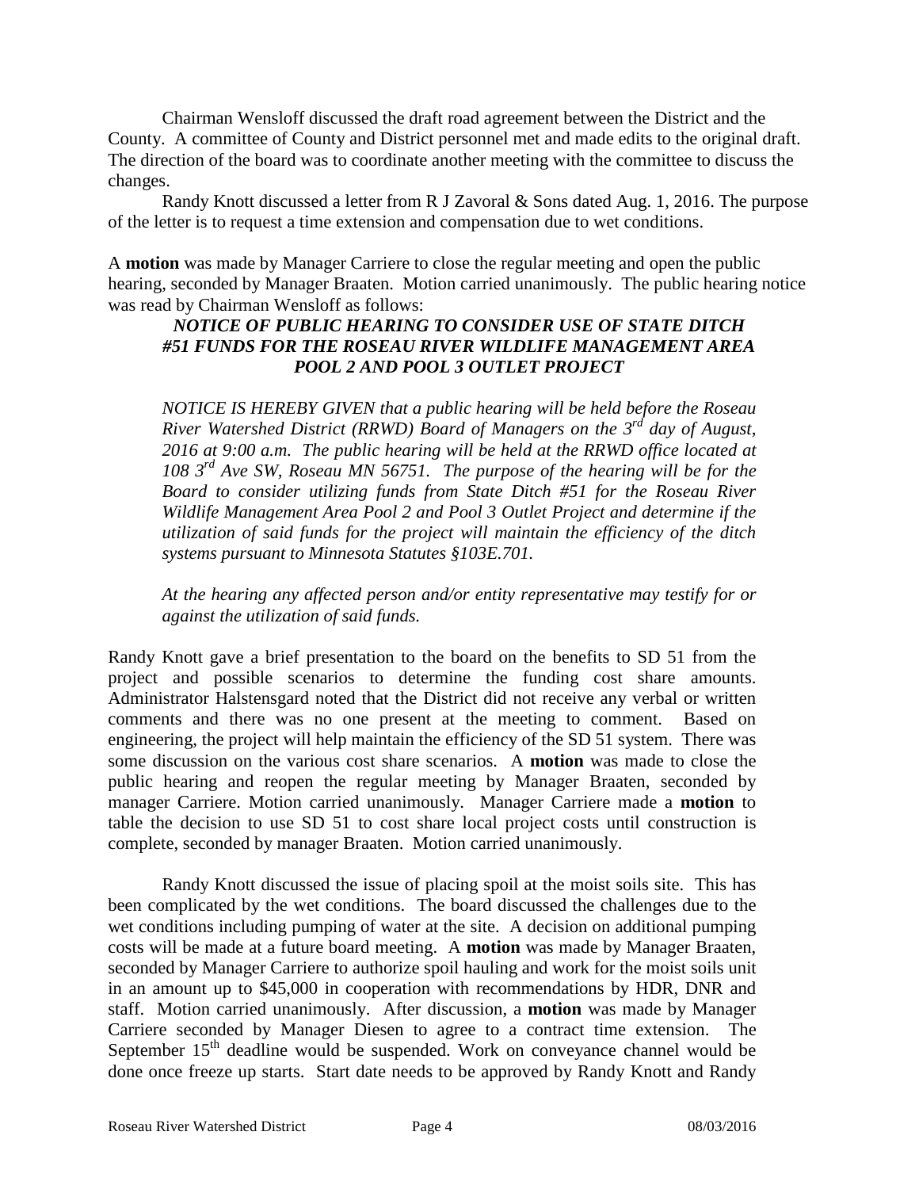Chairman Wensloff discussed the draft road agreement between the District and the County. A committee of County and District personnel met and made edits to the original draft. The direction of the board was to coordinate another meeting with the committee to discuss the changes.

Randy Knott discussed a letter from R J Zavoral & Sons dated Aug. 1, 2016. The purpose of the letter is to request a time extension and compensation due to wet conditions.

A **motion** was made by Manager Carriere to close the regular meeting and open the public hearing, seconded by Manager Braaten. Motion carried unanimously. The public hearing notice was read by Chairman Wensloff as follows:

***NOTICE OF PUBLIC HEARING TO CONSIDER USE OF STATE DITCH #51 FUNDS FOR THE ROSEAU RIVER WILDLIFE MANAGEMENT AREA POOL 2 AND POOL 3 OUTLET PROJECT***

*NOTICE IS HEREBY GIVEN that a public hearing will be held before the Roseau River Watershed District (RRWD) Board of Managers on the 3rd day of August, 2016 at 9:00 a.m. The public hearing will be held at the RRWD office located at 108 3rd Ave SW, Roseau MN 56751. The purpose of the hearing will be for the Board to consider utilizing funds from State Ditch #51 for the Roseau River Wildlife Management Area Pool 2 and Pool 3 Outlet Project and determine if the utilization of said funds for the project will maintain the efficiency of the ditch systems pursuant to Minnesota Statutes §103E.701.*

*At the hearing any affected person and/or entity representative may testify for or against the utilization of said funds.*

Randy Knott gave a brief presentation to the board on the benefits to SD 51 from the project and possible scenarios to determine the funding cost share amounts. Administrator Halstensgard noted that the District did not receive any verbal or written comments and there was no one present at the meeting to comment. Based on engineering, the project will help maintain the efficiency of the SD 51 system. There was some discussion on the various cost share scenarios. A **motion** was made to close the public hearing and reopen the regular meeting by Manager Braaten, seconded by manager Carriere. Motion carried unanimously. Manager Carriere made a **motion** to table the decision to use SD 51 to cost share local project costs until construction is complete, seconded by manager Braaten. Motion carried unanimously.

Randy Knott discussed the issue of placing spoil at the moist soils site. This has been complicated by the wet conditions. The board discussed the challenges due to the wet conditions including pumping of water at the site. A decision on additional pumping costs will be made at a future board meeting. A **motion** was made by Manager Braaten, seconded by Manager Carriere to authorize spoil hauling and work for the moist soils unit in an amount up to $45,000 in cooperation with recommendations by HDR, DNR and staff. Motion carried unanimously. After discussion, a **motion** was made by Manager Carriere seconded by Manager Diesen to agree to a contract time extension. The September 15th deadline would be suspended. Work on conveyance channel would be done once freeze up starts. Start date needs to be approved by Randy Knott and Randy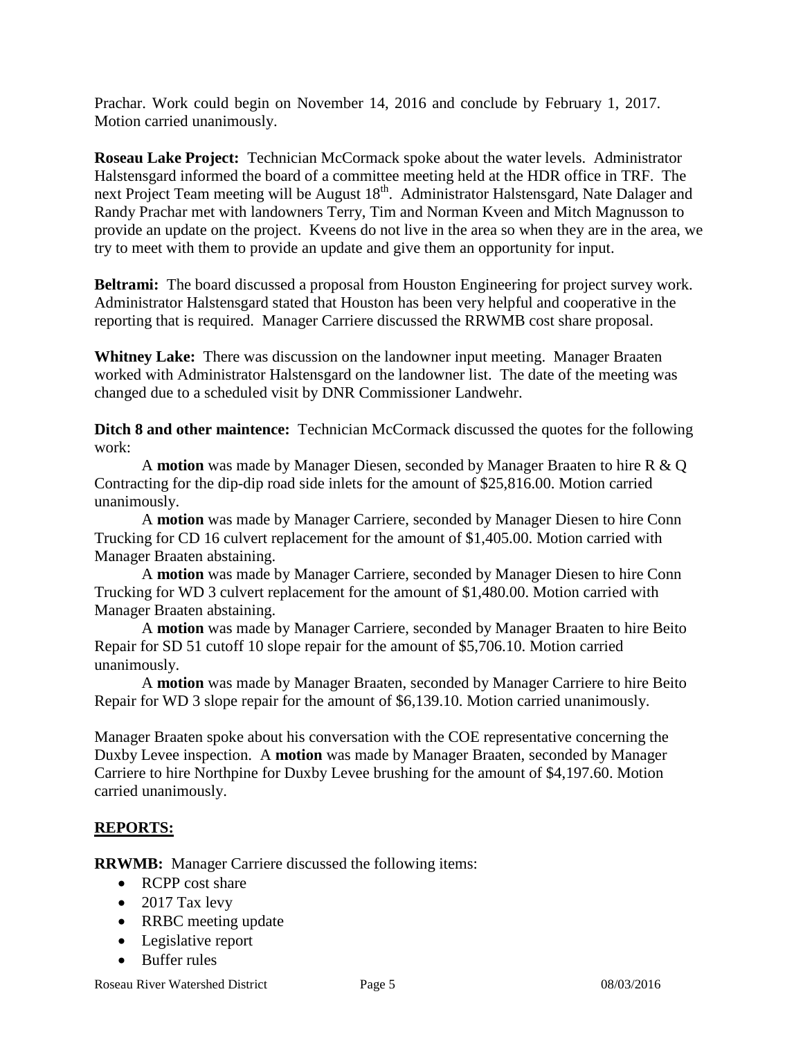Prachar. Work could begin on November 14, 2016 and conclude by February 1, 2017. Motion carried unanimously.

**Roseau Lake Project:** Technician McCormack spoke about the water levels. Administrator Halstensgard informed the board of a committee meeting held at the HDR office in TRF. The next Project Team meeting will be August 18th. Administrator Halstensgard, Nate Dalager and Randy Prachar met with landowners Terry, Tim and Norman Kveen and Mitch Magnusson to provide an update on the project. Kveens do not live in the area so when they are in the area, we try to meet with them to provide an update and give them an opportunity for input.

**Beltrami:** The board discussed a proposal from Houston Engineering for project survey work. Administrator Halstensgard stated that Houston has been very helpful and cooperative in the reporting that is required. Manager Carriere discussed the RRWMB cost share proposal.

**Whitney Lake:** There was discussion on the landowner input meeting. Manager Braaten worked with Administrator Halstensgard on the landowner list. The date of the meeting was changed due to a scheduled visit by DNR Commissioner Landwehr.

**Ditch 8 and other maintence:** Technician McCormack discussed the quotes for the following work:

A **motion** was made by Manager Diesen, seconded by Manager Braaten to hire R & Q Contracting for the dip-dip road side inlets for the amount of $25,816.00. Motion carried unanimously.

A **motion** was made by Manager Carriere, seconded by Manager Diesen to hire Conn Trucking for CD 16 culvert replacement for the amount of $1,405.00. Motion carried with Manager Braaten abstaining.

A **motion** was made by Manager Carriere, seconded by Manager Diesen to hire Conn Trucking for WD 3 culvert replacement for the amount of $1,480.00. Motion carried with Manager Braaten abstaining.

A **motion** was made by Manager Carriere, seconded by Manager Braaten to hire Beito Repair for SD 51 cutoff 10 slope repair for the amount of $5,706.10. Motion carried unanimously.

A **motion** was made by Manager Braaten, seconded by Manager Carriere to hire Beito Repair for WD 3 slope repair for the amount of $6,139.10. Motion carried unanimously.

Manager Braaten spoke about his conversation with the COE representative concerning the Duxby Levee inspection. A **motion** was made by Manager Braaten, seconded by Manager Carriere to hire Northpine for Duxby Levee brushing for the amount of $4,197.60. Motion carried unanimously.

## REPORTS:

**RRWMB:** Manager Carriere discussed the following items:

- RCPP cost share
- 2017 Tax levy
- RRBC meeting update
- Legislative report
- Buffer rules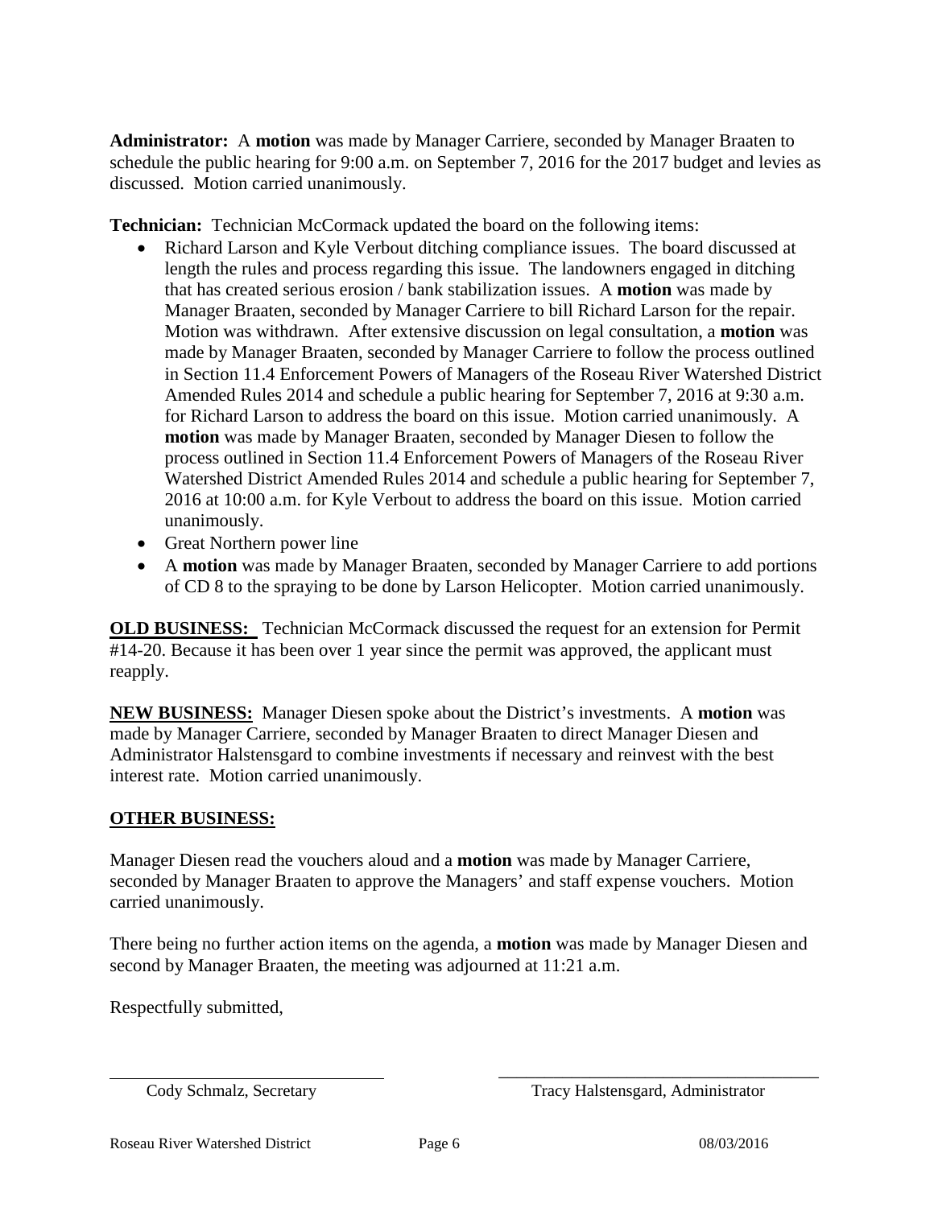**Administrator:** A **motion** was made by Manager Carriere, seconded by Manager Braaten to schedule the public hearing for 9:00 a.m. on September 7, 2016 for the 2017 budget and levies as discussed. Motion carried unanimously.

**Technician:** Technician McCormack updated the board on the following items:

- Richard Larson and Kyle Verbout ditching compliance issues. The board discussed at length the rules and process regarding this issue. The landowners engaged in ditching that has created serious erosion / bank stabilization issues. A **motion** was made by Manager Braaten, seconded by Manager Carriere to bill Richard Larson for the repair. Motion was withdrawn. After extensive discussion on legal consultation, a **motion** was made by Manager Braaten, seconded by Manager Carriere to follow the process outlined in Section 11.4 Enforcement Powers of Managers of the Roseau River Watershed District Amended Rules 2014 and schedule a public hearing for September 7, 2016 at 9:30 a.m. for Richard Larson to address the board on this issue. Motion carried unanimously. A **motion** was made by Manager Braaten, seconded by Manager Diesen to follow the process outlined in Section 11.4 Enforcement Powers of Managers of the Roseau River Watershed District Amended Rules 2014 and schedule a public hearing for September 7, 2016 at 10:00 a.m. for Kyle Verbout to address the board on this issue. Motion carried unanimously.
- Great Northern power line
- A **motion** was made by Manager Braaten, seconded by Manager Carriere to add portions of CD 8 to the spraying to be done by Larson Helicopter. Motion carried unanimously.

**OLD BUSINESS:** Technician McCormack discussed the request for an extension for Permit #14-20. Because it has been over 1 year since the permit was approved, the applicant must reapply.

**NEW BUSINESS:** Manager Diesen spoke about the District's investments. A **motion** was made by Manager Carriere, seconded by Manager Braaten to direct Manager Diesen and Administrator Halstensgard to combine investments if necessary and reinvest with the best interest rate. Motion carried unanimously.

**OTHER BUSINESS:**

Manager Diesen read the vouchers aloud and a **motion** was made by Manager Carriere, seconded by Manager Braaten to approve the Managers' and staff expense vouchers. Motion carried unanimously.

There being no further action items on the agenda, a **motion** was made by Manager Diesen and second by Manager Braaten, the meeting was adjourned at 11:21 a.m.

Respectfully submitted,

\_\_\_\_\_\_\_\_\_\_\_\_\_\_\_\_\_\_\_\_\_\_\_\_\_\_\_\_\_\_
Cody Schmalz, Secretary

\_\_\_\_\_\_\_\_\_\_\_\_\_\_\_\_\_\_\_\_\_\_\_\_\_\_\_\_\_\_
Tracy Halstensgard, Administrator